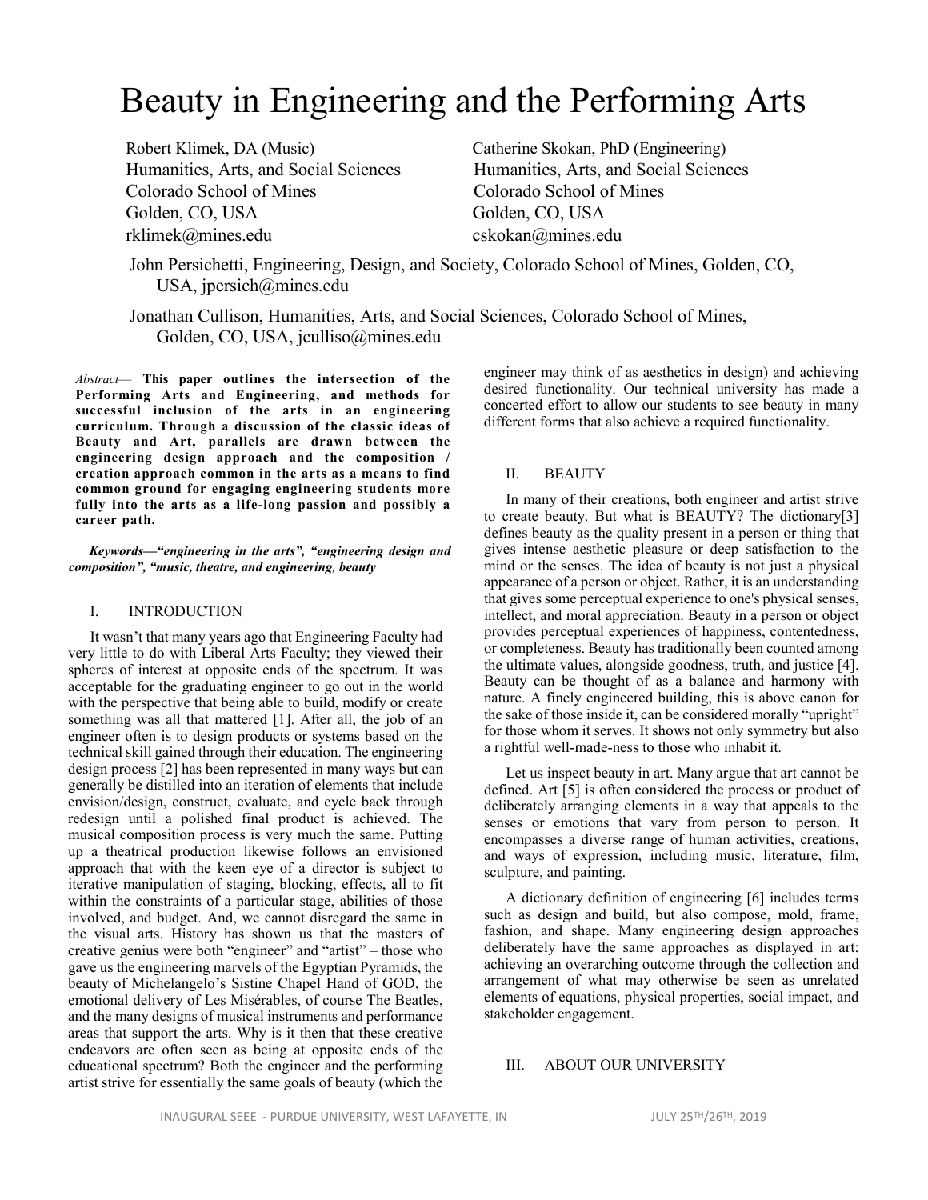# Beauty in Engineering and the Performing Arts

Robert Klimek, DA (Music)
Humanities, Arts, and Social Sciences
Colorado School of Mines
Golden, CO, USA
rklimek@mines.edu

Catherine Skokan, PhD (Engineering)
Humanities, Arts, and Social Sciences
Colorado School of Mines
Golden, CO, USA
cskokan@mines.edu

John Persichetti, Engineering, Design, and Society, Colorado School of Mines, Golden, CO, USA, jpersich@mines.edu

Jonathan Cullison, Humanities, Arts, and Social Sciences, Colorado School of Mines, Golden, CO, USA, jculliso@mines.edu

*Abstract*— **This paper outlines the intersection of the Performing Arts and Engineering, and methods for successful inclusion of the arts in an engineering curriculum. Through a discussion of the classic ideas of Beauty and Art, parallels are drawn between the engineering design approach and the composition / creation approach common in the arts as a means to find common ground for engaging engineering students more fully into the arts as a life-long passion and possibly a career path.**

***Keywords—"engineering in the arts", "engineering design and composition", "music, theatre, and engineering**, beauty*

## I. INTRODUCTION

It wasn't that many years ago that Engineering Faculty had very little to do with Liberal Arts Faculty; they viewed their spheres of interest at opposite ends of the spectrum. It was acceptable for the graduating engineer to go out in the world with the perspective that being able to build, modify or create something was all that mattered [1]. After all, the job of an engineer often is to design products or systems based on the technical skill gained through their education. The engineering design process [2] has been represented in many ways but can generally be distilled into an iteration of elements that include envision/design, construct, evaluate, and cycle back through redesign until a polished final product is achieved. The musical composition process is very much the same. Putting up a theatrical production likewise follows an envisioned approach that with the keen eye of a director is subject to iterative manipulation of staging, blocking, effects, all to fit within the constraints of a particular stage, abilities of those involved, and budget. And, we cannot disregard the same in the visual arts. History has shown us that the masters of creative genius were both "engineer" and "artist" – those who gave us the engineering marvels of the Egyptian Pyramids, the beauty of Michelangelo's Sistine Chapel Hand of GOD, the emotional delivery of Les Misérables, of course The Beatles, and the many designs of musical instruments and performance areas that support the arts. Why is it then that these creative endeavors are often seen as being at opposite ends of the educational spectrum? Both the engineer and the performing artist strive for essentially the same goals of beauty (which the engineer may think of as aesthetics in design) and achieving desired functionality. Our technical university has made a concerted effort to allow our students to see beauty in many different forms that also achieve a required functionality.

## II. BEAUTY

In many of their creations, both engineer and artist strive to create beauty. But what is BEAUTY? The dictionary[3] defines beauty as the quality present in a person or thing that gives intense aesthetic pleasure or deep satisfaction to the mind or the senses. The idea of beauty is not just a physical appearance of a person or object. Rather, it is an understanding that gives some perceptual experience to one's physical senses, intellect, and moral appreciation. Beauty in a person or object provides perceptual experiences of happiness, contentedness, or completeness. Beauty has traditionally been counted among the ultimate values, alongside goodness, truth, and justice [4]. Beauty can be thought of as a balance and harmony with nature. A finely engineered building, this is above canon for the sake of those inside it, can be considered morally "upright" for those whom it serves. It shows not only symmetry but also a rightful well-made-ness to those who inhabit it.

Let us inspect beauty in art. Many argue that art cannot be defined. Art [5] is often considered the process or product of deliberately arranging elements in a way that appeals to the senses or emotions that vary from person to person. It encompasses a diverse range of human activities, creations, and ways of expression, including music, literature, film, sculpture, and painting.

A dictionary definition of engineering [6] includes terms such as design and build, but also compose, mold, frame, fashion, and shape. Many engineering design approaches deliberately have the same approaches as displayed in art: achieving an overarching outcome through the collection and arrangement of what may otherwise be seen as unrelated elements of equations, physical properties, social impact, and stakeholder engagement.

## III. ABOUT OUR UNIVERSITY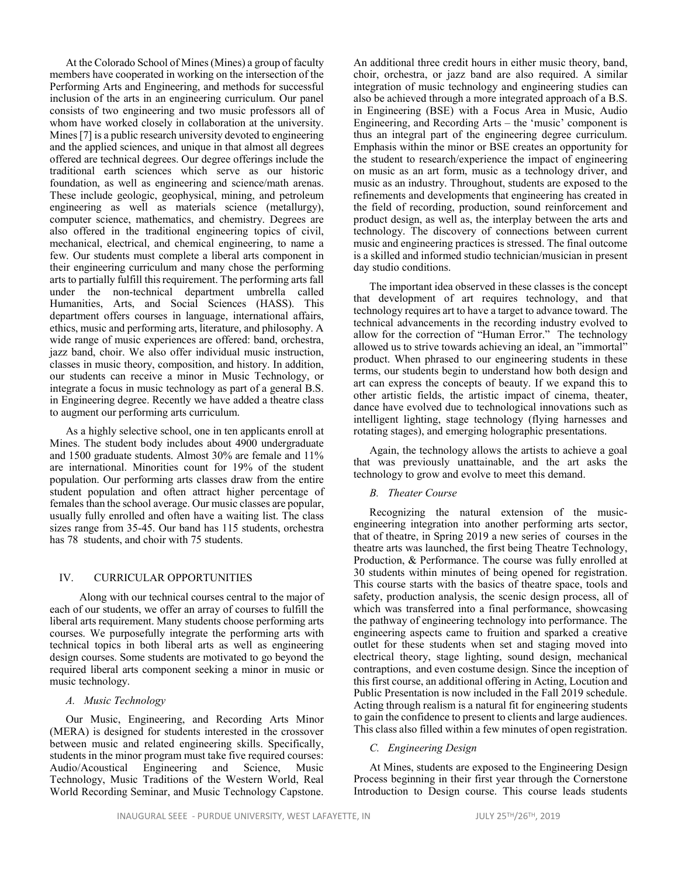At the Colorado School of Mines (Mines) a group of faculty members have cooperated in working on the intersection of the Performing Arts and Engineering, and methods for successful inclusion of the arts in an engineering curriculum. Our panel consists of two engineering and two music professors all of whom have worked closely in collaboration at the university. Mines [7] is a public research university devoted to engineering and the applied sciences, and unique in that almost all degrees offered are technical degrees. Our degree offerings include the traditional earth sciences which serve as our historic foundation, as well as engineering and science/math arenas. These include geologic, geophysical, mining, and petroleum engineering as well as materials science (metallurgy), computer science, mathematics, and chemistry. Degrees are also offered in the traditional engineering topics of civil, mechanical, electrical, and chemical engineering, to name a few. Our students must complete a liberal arts component in their engineering curriculum and many chose the performing arts to partially fulfill this requirement. The performing arts fall under the non-technical department umbrella called Humanities, Arts, and Social Sciences (HASS). This department offers courses in language, international affairs, ethics, music and performing arts, literature, and philosophy. A wide range of music experiences are offered: band, orchestra, jazz band, choir. We also offer individual music instruction, classes in music theory, composition, and history. In addition, our students can receive a minor in Music Technology, or integrate a focus in music technology as part of a general B.S. in Engineering degree. Recently we have added a theatre class to augment our performing arts curriculum.

As a highly selective school, one in ten applicants enroll at Mines. The student body includes about 4900 undergraduate and 1500 graduate students. Almost 30% are female and 11% are international. Minorities count for 19% of the student population. Our performing arts classes draw from the entire student population and often attract higher percentage of females than the school average. Our music classes are popular, usually fully enrolled and often have a waiting list. The class sizes range from 35-45. Our band has 115 students, orchestra has 78 students, and choir with 75 students.

## IV. CURRICULAR OPPORTUNITIES

Along with our technical courses central to the major of each of our students, we offer an array of courses to fulfill the liberal arts requirement. Many students choose performing arts courses. We purposefully integrate the performing arts with technical topics in both liberal arts as well as engineering design courses. Some students are motivated to go beyond the required liberal arts component seeking a minor in music or music technology.

### *A. Music Technology*

Our Music, Engineering, and Recording Arts Minor (MERA) is designed for students interested in the crossover between music and related engineering skills. Specifically, students in the minor program must take five required courses: Audio/Acoustical Engineering and Science, Music Technology, Music Traditions of the Western World, Real World Recording Seminar, and Music Technology Capstone. An additional three credit hours in either music theory, band, choir, orchestra, or jazz band are also required. A similar integration of music technology and engineering studies can also be achieved through a more integrated approach of a B.S. in Engineering (BSE) with a Focus Area in Music, Audio Engineering, and Recording Arts – the 'music' component is thus an integral part of the engineering degree curriculum. Emphasis within the minor or BSE creates an opportunity for the student to research/experience the impact of engineering on music as an art form, music as a technology driver, and music as an industry. Throughout, students are exposed to the refinements and developments that engineering has created in the field of recording, production, sound reinforcement and product design, as well as, the interplay between the arts and technology. The discovery of connections between current music and engineering practices is stressed. The final outcome is a skilled and informed studio technician/musician in present day studio conditions.

The important idea observed in these classes is the concept that development of art requires technology, and that technology requires art to have a target to advance toward. The technical advancements in the recording industry evolved to allow for the correction of "Human Error." The technology allowed us to strive towards achieving an ideal, an "immortal" product. When phrased to our engineering students in these terms, our students begin to understand how both design and art can express the concepts of beauty. If we expand this to other artistic fields, the artistic impact of cinema, theater, dance have evolved due to technological innovations such as intelligent lighting, stage technology (flying harnesses and rotating stages), and emerging holographic presentations.

Again, the technology allows the artists to achieve a goal that was previously unattainable, and the art asks the technology to grow and evolve to meet this demand.

### *B. Theater Course*

Recognizing the natural extension of the music-engineering integration into another performing arts sector, that of theatre, in Spring 2019 a new series of courses in the theatre arts was launched, the first being Theatre Technology, Production, & Performance. The course was fully enrolled at 30 students within minutes of being opened for registration. This course starts with the basics of theatre space, tools and safety, production analysis, the scenic design process, all of which was transferred into a final performance, showcasing the pathway of engineering technology into performance. The engineering aspects came to fruition and sparked a creative outlet for these students when set and staging moved into electrical theory, stage lighting, sound design, mechanical contraptions, and even costume design. Since the inception of this first course, an additional offering in Acting, Locution and Public Presentation is now included in the Fall 2019 schedule. Acting through realism is a natural fit for engineering students to gain the confidence to present to clients and large audiences. This class also filled within a few minutes of open registration.

### *C. Engineering Design*

At Mines, students are exposed to the Engineering Design Process beginning in their first year through the Cornerstone Introduction to Design course. This course leads students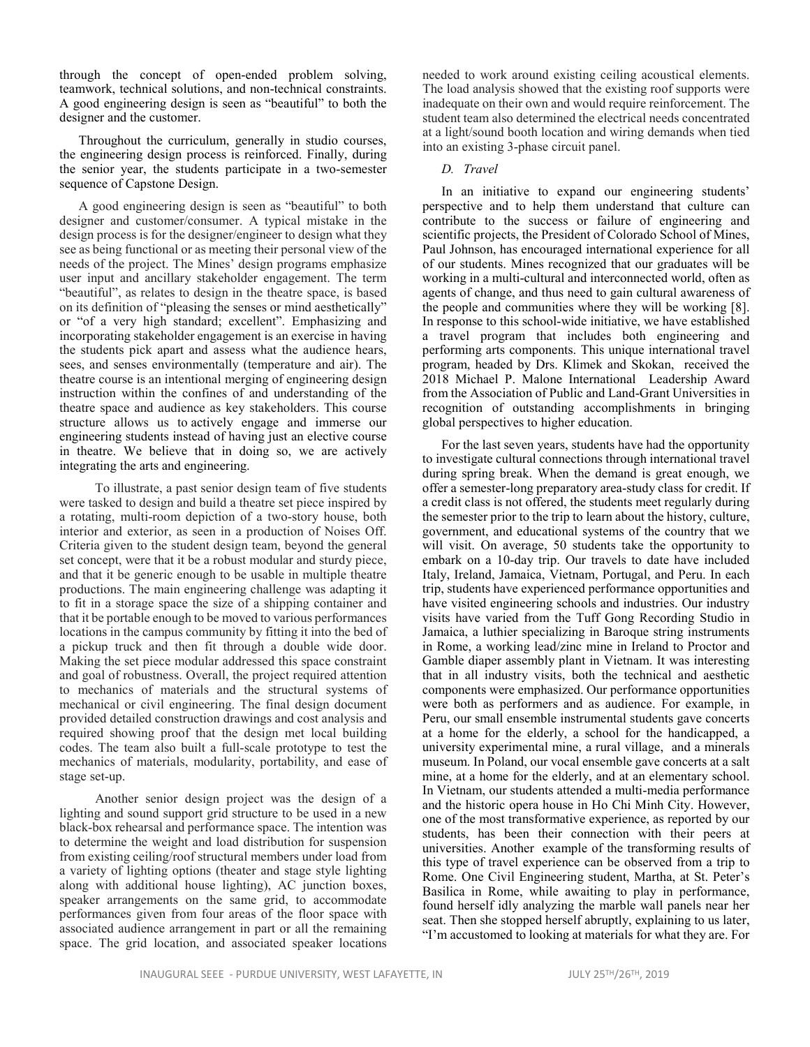through the concept of open-ended problem solving, teamwork, technical solutions, and non-technical constraints. A good engineering design is seen as "beautiful" to both the designer and the customer.

Throughout the curriculum, generally in studio courses, the engineering design process is reinforced. Finally, during the senior year, the students participate in a two-semester sequence of Capstone Design.

A good engineering design is seen as "beautiful" to both designer and customer/consumer. A typical mistake in the design process is for the designer/engineer to design what they see as being functional or as meeting their personal view of the needs of the project. The Mines' design programs emphasize user input and ancillary stakeholder engagement. The term "beautiful", as relates to design in the theatre space, is based on its definition of "pleasing the senses or mind aesthetically" or "of a very high standard; excellent". Emphasizing and incorporating stakeholder engagement is an exercise in having the students pick apart and assess what the audience hears, sees, and senses environmentally (temperature and air). The theatre course is an intentional merging of engineering design instruction within the confines of and understanding of the theatre space and audience as key stakeholders. This course structure allows us to actively engage and immerse our engineering students instead of having just an elective course in theatre. We believe that in doing so, we are actively integrating the arts and engineering.

To illustrate, a past senior design team of five students were tasked to design and build a theatre set piece inspired by a rotating, multi-room depiction of a two-story house, both interior and exterior, as seen in a production of Noises Off. Criteria given to the student design team, beyond the general set concept, were that it be a robust modular and sturdy piece, and that it be generic enough to be usable in multiple theatre productions. The main engineering challenge was adapting it to fit in a storage space the size of a shipping container and that it be portable enough to be moved to various performances locations in the campus community by fitting it into the bed of a pickup truck and then fit through a double wide door. Making the set piece modular addressed this space constraint and goal of robustness. Overall, the project required attention to mechanics of materials and the structural systems of mechanical or civil engineering. The final design document provided detailed construction drawings and cost analysis and required showing proof that the design met local building codes. The team also built a full-scale prototype to test the mechanics of materials, modularity, portability, and ease of stage set-up.

Another senior design project was the design of a lighting and sound support grid structure to be used in a new black-box rehearsal and performance space. The intention was to determine the weight and load distribution for suspension from existing ceiling/roof structural members under load from a variety of lighting options (theater and stage style lighting along with additional house lighting), AC junction boxes, speaker arrangements on the same grid, to accommodate performances given from four areas of the floor space with associated audience arrangement in part or all the remaining space. The grid location, and associated speaker locations needed to work around existing ceiling acoustical elements. The load analysis showed that the existing roof supports were inadequate on their own and would require reinforcement. The student team also determined the electrical needs concentrated at a light/sound booth location and wiring demands when tied into an existing 3-phase circuit panel.

### *D. Travel*

In an initiative to expand our engineering students' perspective and to help them understand that culture can contribute to the success or failure of engineering and scientific projects, the President of Colorado School of Mines, Paul Johnson, has encouraged international experience for all of our students. Mines recognized that our graduates will be working in a multi-cultural and interconnected world, often as agents of change, and thus need to gain cultural awareness of the people and communities where they will be working [8]. In response to this school-wide initiative, we have established a travel program that includes both engineering and performing arts components. This unique international travel program, headed by Drs. Klimek and Skokan, received the 2018 Michael P. Malone International Leadership Award from the Association of Public and Land-Grant Universities in recognition of outstanding accomplishments in bringing global perspectives to higher education.

For the last seven years, students have had the opportunity to investigate cultural connections through international travel during spring break. When the demand is great enough, we offer a semester-long preparatory area-study class for credit. If a credit class is not offered, the students meet regularly during the semester prior to the trip to learn about the history, culture, government, and educational systems of the country that we will visit. On average, 50 students take the opportunity to embark on a 10-day trip. Our travels to date have included Italy, Ireland, Jamaica, Vietnam, Portugal, and Peru. In each trip, students have experienced performance opportunities and have visited engineering schools and industries. Our industry visits have varied from the Tuff Gong Recording Studio in Jamaica, a luthier specializing in Baroque string instruments in Rome, a working lead/zinc mine in Ireland to Proctor and Gamble diaper assembly plant in Vietnam. It was interesting that in all industry visits, both the technical and aesthetic components were emphasized. Our performance opportunities were both as performers and as audience. For example, in Peru, our small ensemble instrumental students gave concerts at a home for the elderly, a school for the handicapped, a university experimental mine, a rural village, and a minerals museum. In Poland, our vocal ensemble gave concerts at a salt mine, at a home for the elderly, and at an elementary school. In Vietnam, our students attended a multi-media performance and the historic opera house in Ho Chi Minh City. However, one of the most transformative experience, as reported by our students, has been their connection with their peers at universities. Another example of the transforming results of this type of travel experience can be observed from a trip to Rome. One Civil Engineering student, Martha, at St. Peter's Basilica in Rome, while awaiting to play in performance, found herself idly analyzing the marble wall panels near her seat. Then she stopped herself abruptly, explaining to us later, "I'm accustomed to looking at materials for what they are. For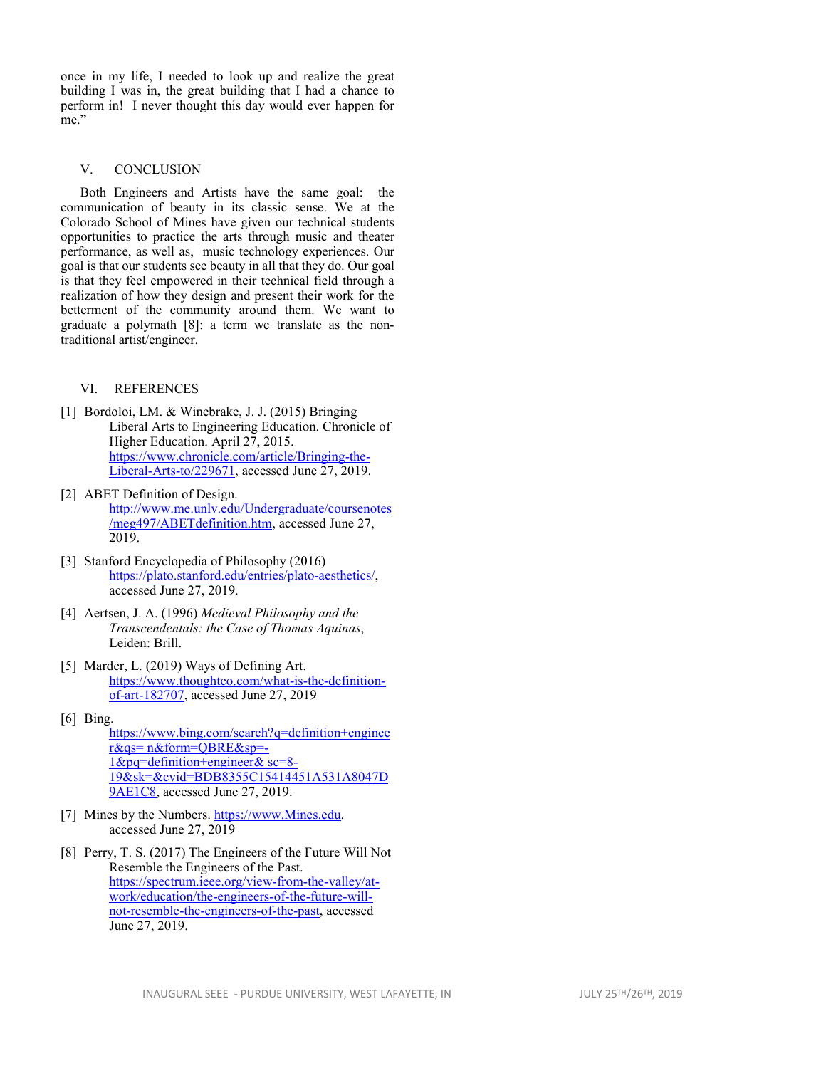once in my life, I needed to look up and realize the great building I was in, the great building that I had a chance to perform in! I never thought this day would ever happen for me."

## V. CONCLUSION

Both Engineers and Artists have the same goal: the communication of beauty in its classic sense. We at the Colorado School of Mines have given our technical students opportunities to practice the arts through music and theater performance, as well as, music technology experiences. Our goal is that our students see beauty in all that they do. Our goal is that they feel empowered in their technical field through a realization of how they design and present their work for the betterment of the community around them. We want to graduate a polymath [8]: a term we translate as the non-traditional artist/engineer.

## VI. REFERENCES

[1] Bordoloi, LM. & Winebrake, J. J. (2015) Bringing Liberal Arts to Engineering Education. Chronicle of Higher Education. April 27, 2015. https://www.chronicle.com/article/Bringing-the-Liberal-Arts-to/229671, accessed June 27, 2019.

[2] ABET Definition of Design. http://www.me.unlv.edu/Undergraduate/coursenotes/meg497/ABETdefinition.htm, accessed June 27, 2019.

[3] Stanford Encyclopedia of Philosophy (2016) https://plato.stanford.edu/entries/plato-aesthetics/, accessed June 27, 2019.

[4] Aertsen, J. A. (1996) *Medieval Philosophy and the Transcendentals: the Case of Thomas Aquinas*, Leiden: Brill.

[5] Marder, L. (2019) Ways of Defining Art. https://www.thoughtco.com/what-is-the-definition-of-art-182707, accessed June 27, 2019

[6] Bing. https://www.bing.com/search?q=definition+engineer&qs= n&form=QBRE&sp=-1&pq=definition+engineer& sc=8-19&sk=&cvid=BDB8355C15414451A531A8047D9AE1C8, accessed June 27, 2019.

[7] Mines by the Numbers. https://www.Mines.edu. accessed June 27, 2019

[8] Perry, T. S. (2017) The Engineers of the Future Will Not Resemble the Engineers of the Past. https://spectrum.ieee.org/view-from-the-valley/at-work/education/the-engineers-of-the-future-will-not-resemble-the-engineers-of-the-past, accessed June 27, 2019.